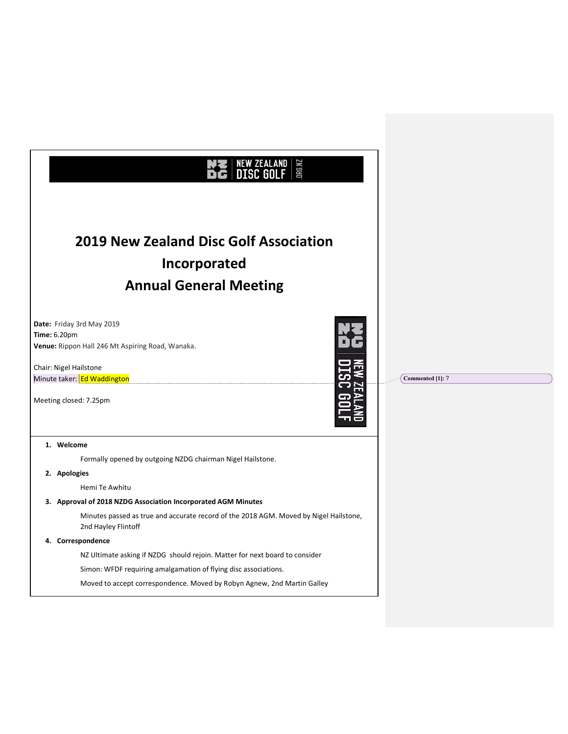# 2019 New Zealand Disc Golf Association Incorporated Annual General Meeting

**Date:** Friday 3rd May 2019
**Time:** 6.20pm
**Venue:** Rippon Hall 246 Mt Aspiring Road, Wanaka.

Chair: Nigel Hailstone
Minute taker: Ed Waddington

Meeting closed: 7.25pm

Commented [1]: ?

1. **Welcome**

   Formally opened by outgoing NZDG chairman Nigel Hailstone.

2. **Apologies**

   Hemi Te Awhitu

3. **Approval of 2018 NZDG Association Incorporated AGM Minutes**

   Minutes passed as true and accurate record of the 2018 AGM. Moved by Nigel Hailstone, 2nd Hayley Flintoff

4. **Correspondence**

   NZ Ultimate asking if NZDG should rejoin. Matter for next board to consider

   Simon: WFDF requiring amalgamation of flying disc associations.

   Moved to accept correspondence. Moved by Robyn Agnew, 2nd Martin Galley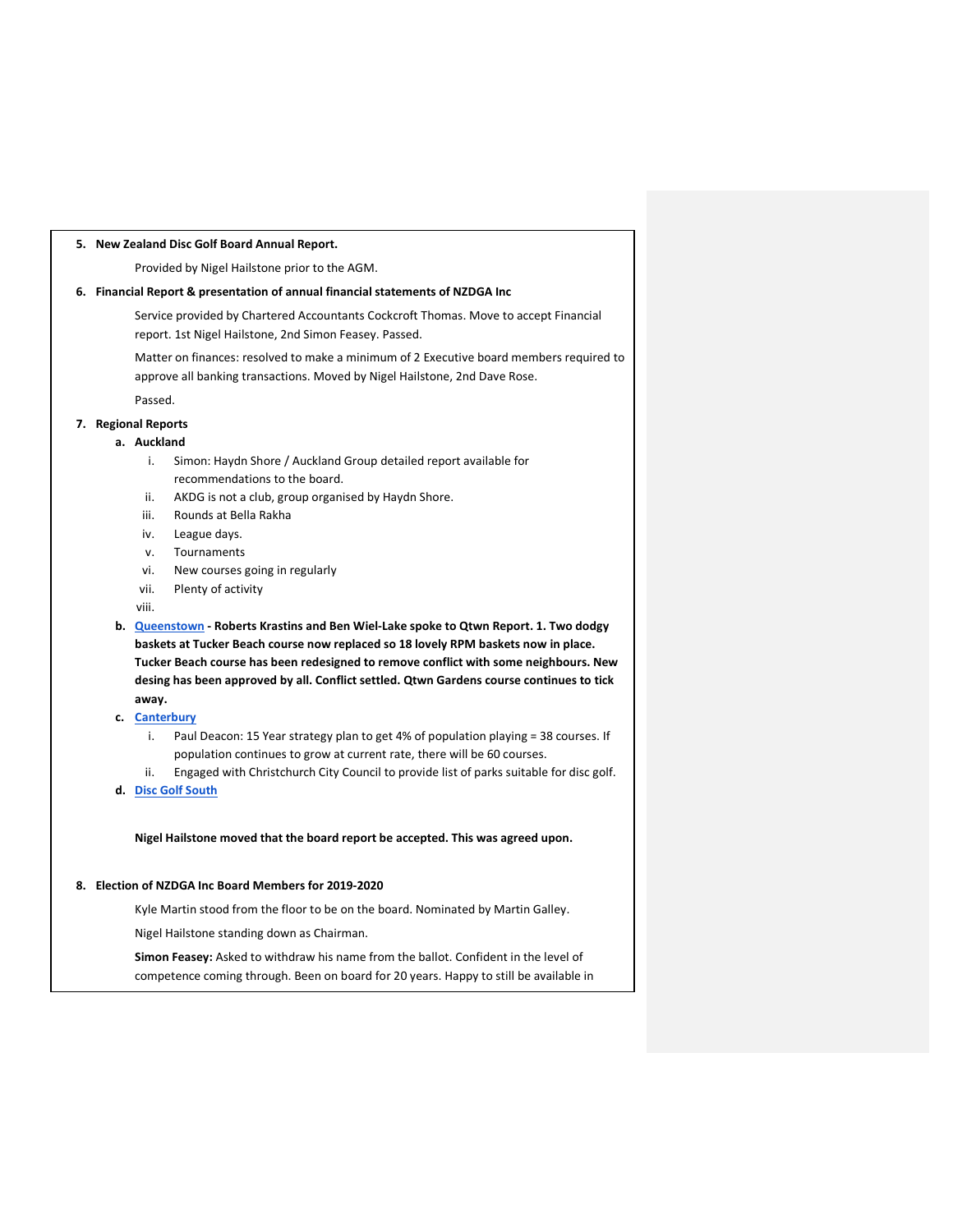5. **New Zealand Disc Golf Board Annual Report.**

    Provided by Nigel Hailstone prior to the AGM.

6. **Financial Report & presentation of annual financial statements of NZDGA Inc**

    Service provided by Chartered Accountants Cockcroft Thomas. Move to accept Financial report. 1st Nigel Hailstone, 2nd Simon Feasey. Passed.

    Matter on finances: resolved to make a minimum of 2 Executive board members required to approve all banking transactions. Moved by Nigel Hailstone, 2nd Dave Rose.

    Passed.

7. **Regional Reports**

    a. **Auckland**

        i. Simon: Haydn Shore / Auckland Group detailed report available for recommendations to the board.

        ii. AKDG is not a club, group organised by Haydn Shore.

        iii. Rounds at Bella Rakha

        iv. League days.

        v. Tournaments

        vi. New courses going in regularly

        vii. Plenty of activity

        viii.

    b. **[Queenstown](#) - Roberts Krastins and Ben Wiel-Lake spoke to Qtwn Report. 1. Two dodgy baskets at Tucker Beach course now replaced so 18 lovely RPM baskets now in place. Tucker Beach course has been redesigned to remove conflict with some neighbours. New desing has been approved by all. Conflict settled. Qtwn Gardens course continues to tick away.**

    c. **[Canterbury](#)**

        i. Paul Deacon: 15 Year strategy plan to get 4% of population playing = 38 courses. If population continues to grow at current rate, there will be 60 courses.

        ii. Engaged with Christchurch City Council to provide list of parks suitable for disc golf.

    d. **[Disc Golf South](#)**

    **Nigel Hailstone moved that the board report be accepted. This was agreed upon.**

8. **Election of NZDGA Inc Board Members for 2019-2020**

    Kyle Martin stood from the floor to be on the board. Nominated by Martin Galley.

    Nigel Hailstone standing down as Chairman.

    **Simon Feasey:** Asked to withdraw his name from the ballot. Confident in the level of competence coming through. Been on board for 20 years. Happy to still be available in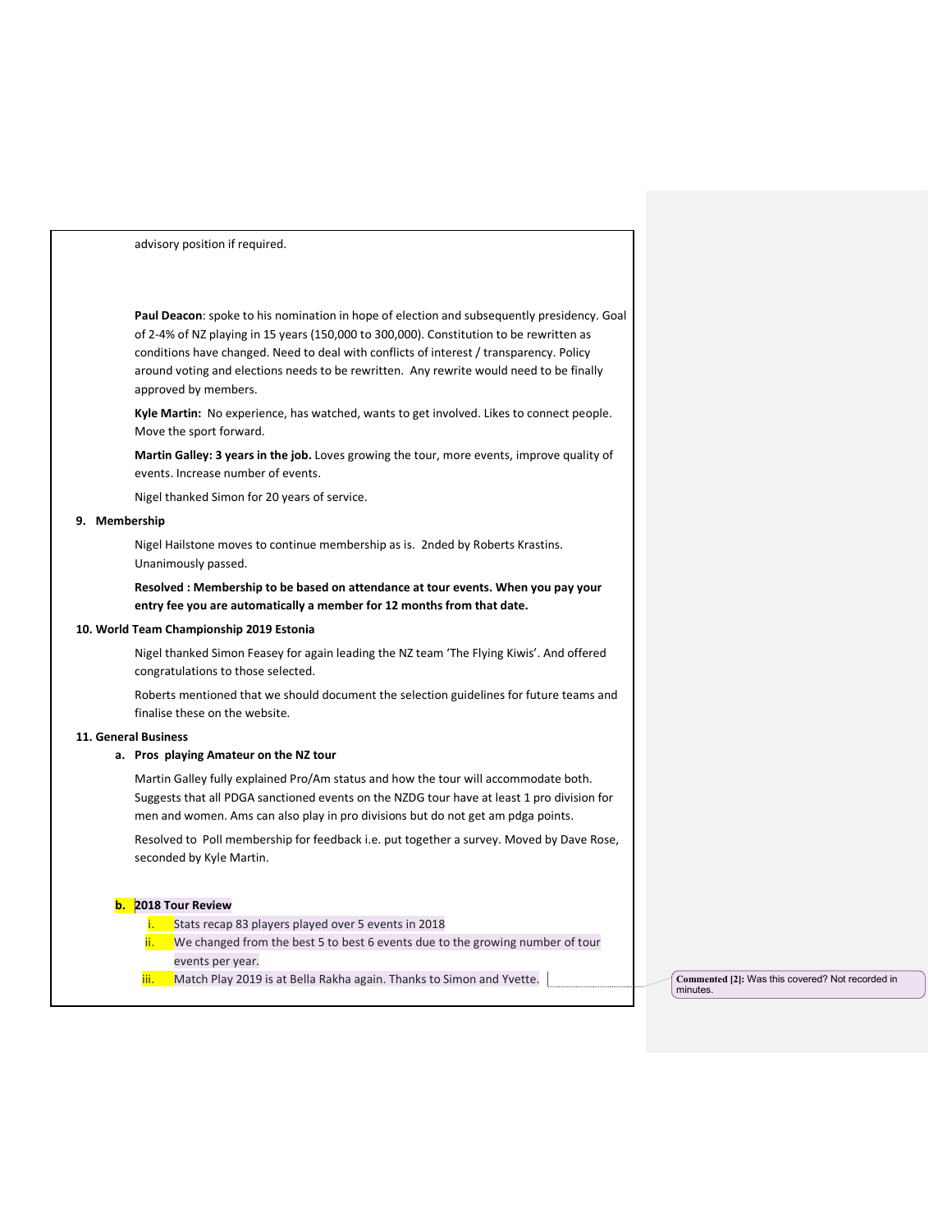advisory position if required.

**Paul Deacon**: spoke to his nomination in hope of election and subsequently presidency. Goal of 2-4% of NZ playing in 15 years (150,000 to 300,000). Constitution to be rewritten as conditions have changed. Need to deal with conflicts of interest / transparency. Policy around voting and elections needs to be rewritten. Any rewrite would need to be finally approved by members.

**Kyle Martin:** No experience, has watched, wants to get involved. Likes to connect people. Move the sport forward.

**Martin Galley: 3 years in the job.** Loves growing the tour, more events, improve quality of events. Increase number of events.

Nigel thanked Simon for 20 years of service.

## 9. Membership

Nigel Hailstone moves to continue membership as is. 2nded by Roberts Krastins. Unanimously passed.

**Resolved : Membership to be based on attendance at tour events. When you pay your entry fee you are automatically a member for 12 months from that date.**

## 10. World Team Championship 2019 Estonia

Nigel thanked Simon Feasey for again leading the NZ team 'The Flying Kiwis'. And offered congratulations to those selected.

Roberts mentioned that we should document the selection guidelines for future teams and finalise these on the website.

## 11. General Business

### a. Pros playing Amateur on the NZ tour

Martin Galley fully explained Pro/Am status and how the tour will accommodate both. Suggests that all PDGA sanctioned events on the NZDG tour have at least 1 pro division for men and women. Ams can also play in pro divisions but do not get am pdga points.

Resolved to Poll membership for feedback i.e. put together a survey. Moved by Dave Rose, seconded by Kyle Martin.

### b. 2018 Tour Review

i. Stats recap 83 players played over 5 events in 2018
ii. We changed from the best 5 to best 6 events due to the growing number of tour events per year.
iii. Match Play 2019 is at Bella Rakha again. Thanks to Simon and Yvette.

**Commented [2]:** Was this covered? Not recorded in minutes.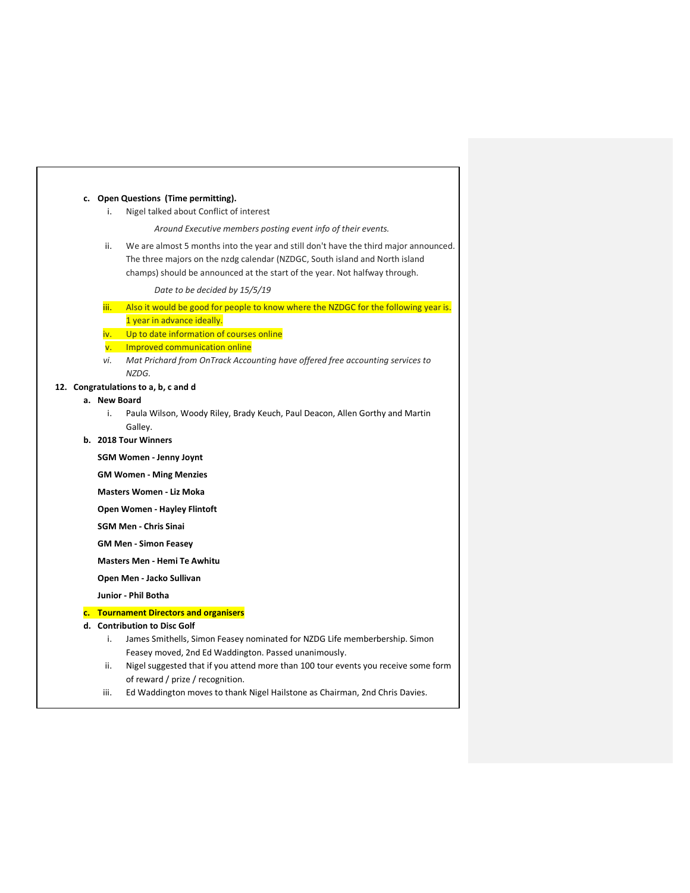**c. Open Questions (Time permitting).**

i. Nigel talked about Conflict of interest

*Around Executive members posting event info of their events.*

ii. We are almost 5 months into the year and still don't have the third major announced. The three majors on the nzdg calendar (NZDGC, South island and North island champs) should be announced at the start of the year. Not halfway through.

*Date to be decided by 15/5/19*

iii. Also it would be good for people to know where the NZDGC for the following year is. 1 year in advance ideally.

iv. Up to date information of courses online

v. Improved communication online

*vi. Mat Prichard from OnTrack Accounting have offered free accounting services to NZDG.*

**12. Congratulations to a, b, c and d**

**a. New Board**

i. Paula Wilson, Woody Riley, Brady Keuch, Paul Deacon, Allen Gorthy and Martin Galley.

**b. 2018 Tour Winners**

**SGM Women - Jenny Joynt**

**GM Women - Ming Menzies**

**Masters Women - Liz Moka**

**Open Women - Hayley Flintoft**

**SGM Men - Chris Sinai**

**GM Men - Simon Feasey**

**Masters Men - Hemi Te Awhitu**

**Open Men - Jacko Sullivan**

**Junior - Phil Botha**

**c. Tournament Directors and organisers**

**d. Contribution to Disc Golf**

i. James Smithells, Simon Feasey nominated for NZDG Life memberbership. Simon Feasey moved, 2nd Ed Waddington. Passed unanimously.

ii. Nigel suggested that if you attend more than 100 tour events you receive some form of reward / prize / recognition.

iii. Ed Waddington moves to thank Nigel Hailstone as Chairman, 2nd Chris Davies.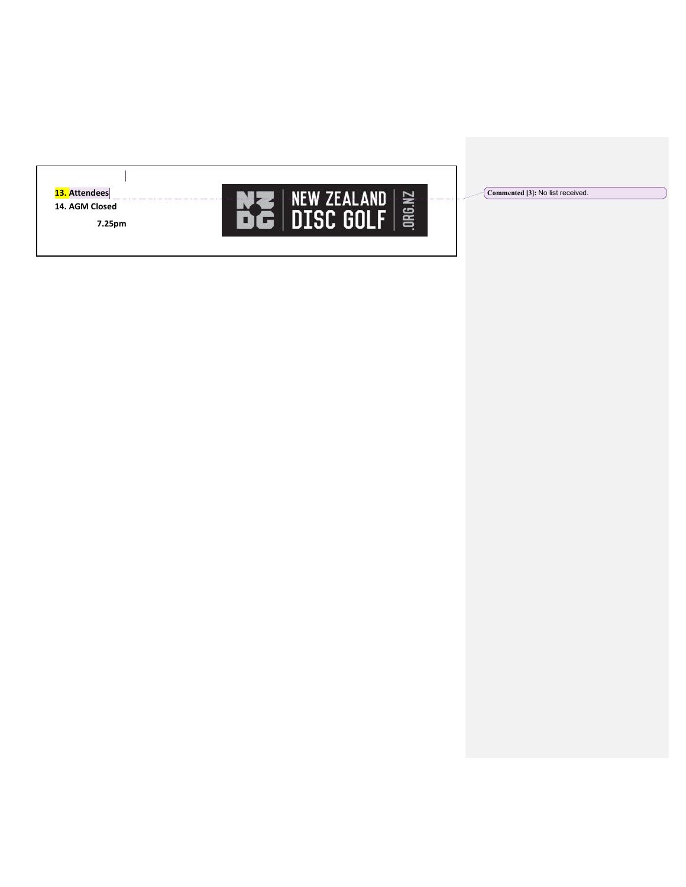**13. Attendees**

**14. AGM Closed**

**7.25pm**

**Commented [3]:** No list received.